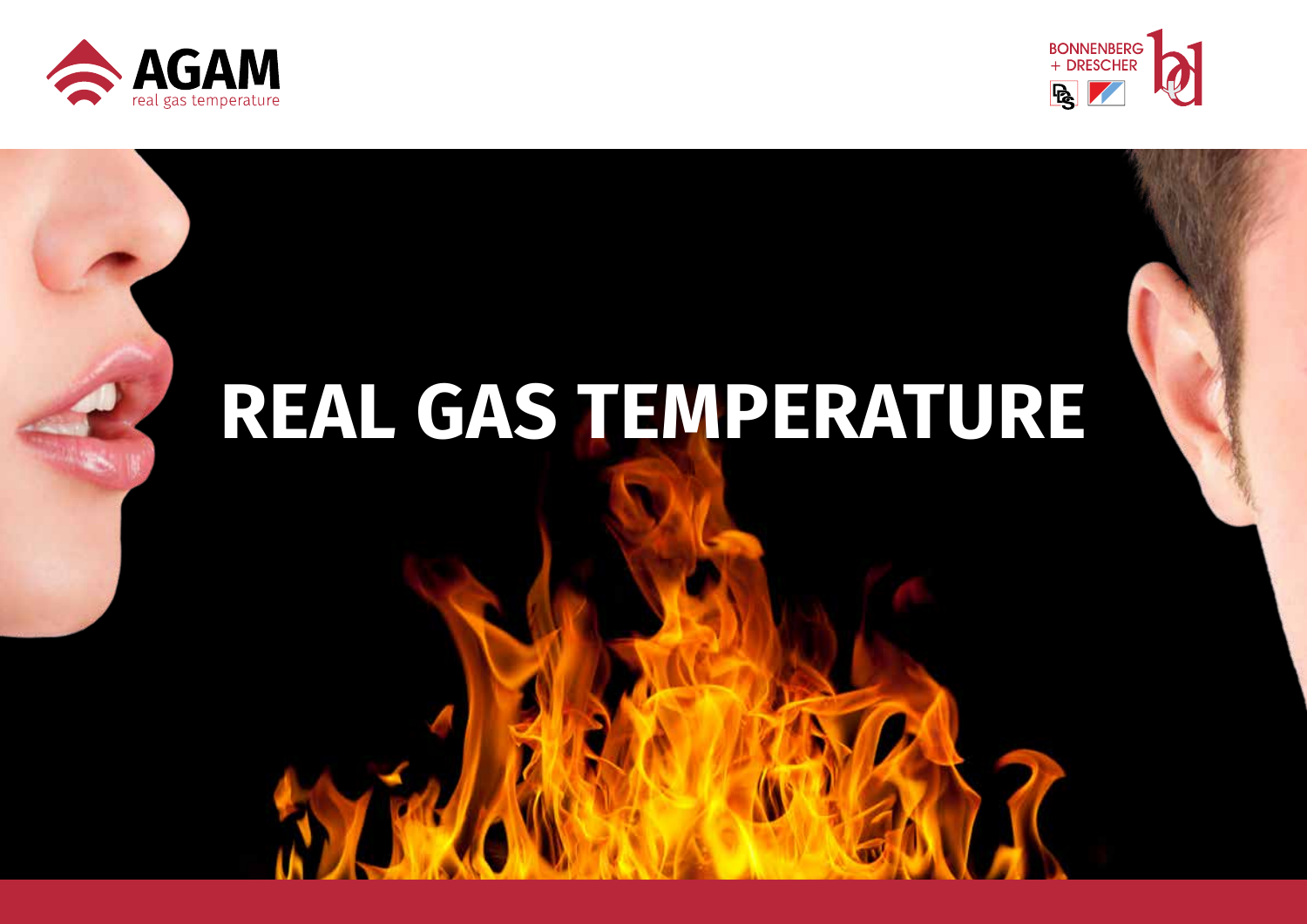AGAM
real gas temperature

BONNENBERG
+ DRESCHER

# REAL GAS TEMPERATURE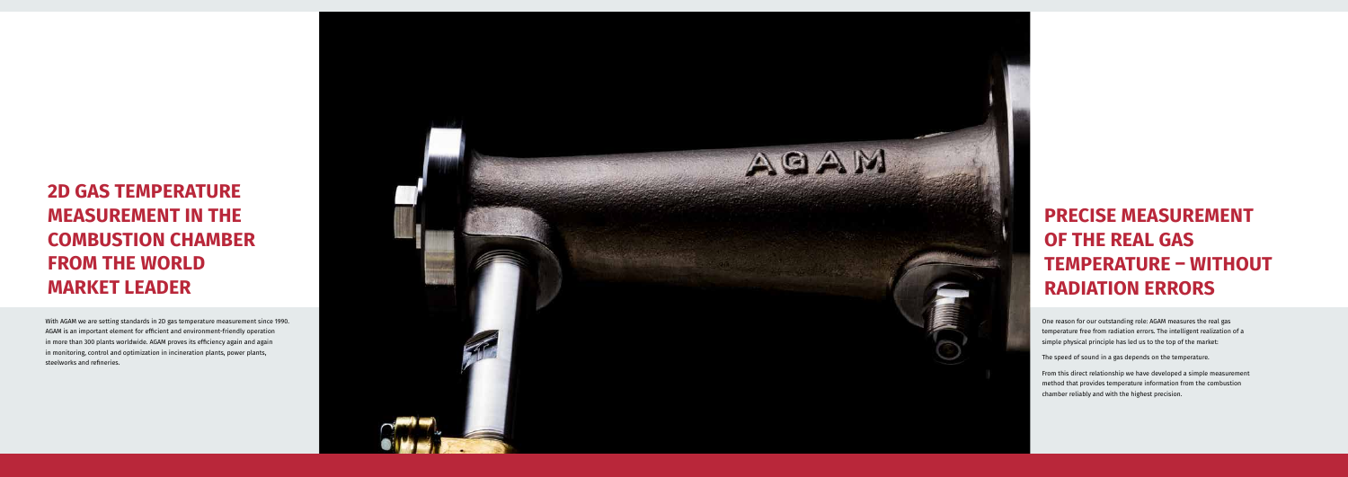## 2D GAS TEMPERATURE MEASUREMENT IN THE COMBUSTION CHAMBER FROM THE WORLD MARKET LEADER

With AGAM we are setting standards in 2D gas temperature measurement since 1990. AGAM is an important element for efficient and environment-friendly operation in more than 300 plants worldwide. AGAM proves its efficiency again and again in monitoring, control and optimization in incineration plants, power plants, steelworks and refineries.

## PRECISE MEASUREMENT OF THE REAL GAS TEMPERATURE – WITHOUT RADIATION ERRORS

One reason for our outstanding role: AGAM measures the real gas temperature free from radiation errors. The intelligent realization of a simple physical principle has led us to the top of the market:

The speed of sound in a gas depends on the temperature.

From this direct relationship we have developed a simple measurement method that provides temperature information from the combustion chamber reliably and with the highest precision.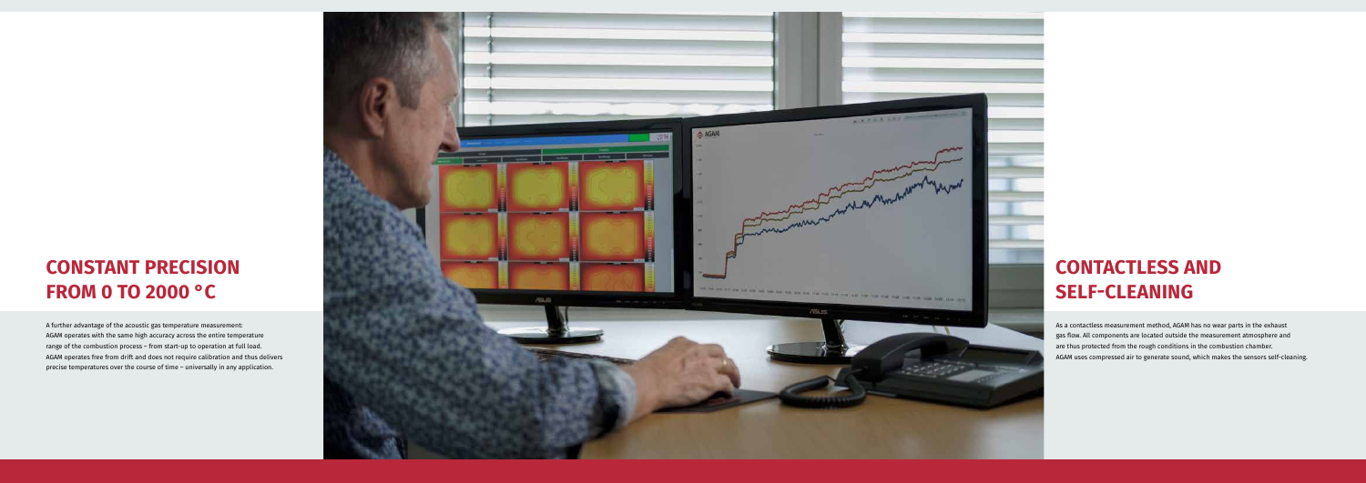## CONSTANT PRECISION FROM 0 TO 2000 °C

A further advantage of the acoustic gas temperature measurement: AGAM operates with the same high accuracy across the entire temperature range of the combustion process – from start-up to operation at full load. AGAM operates free from drift and does not require calibration and thus delivers precise temperatures over the course of time – universally in any application.

## CONTACTLESS AND SELF-CLEANING

As a contactless measurement method, AGAM has no wear parts in the exhaust gas flow. All components are located outside the measurement atmosphere and are thus protected from the rough conditions in the combustion chamber. AGAM uses compressed air to generate sound, which makes the sensors self-cleaning.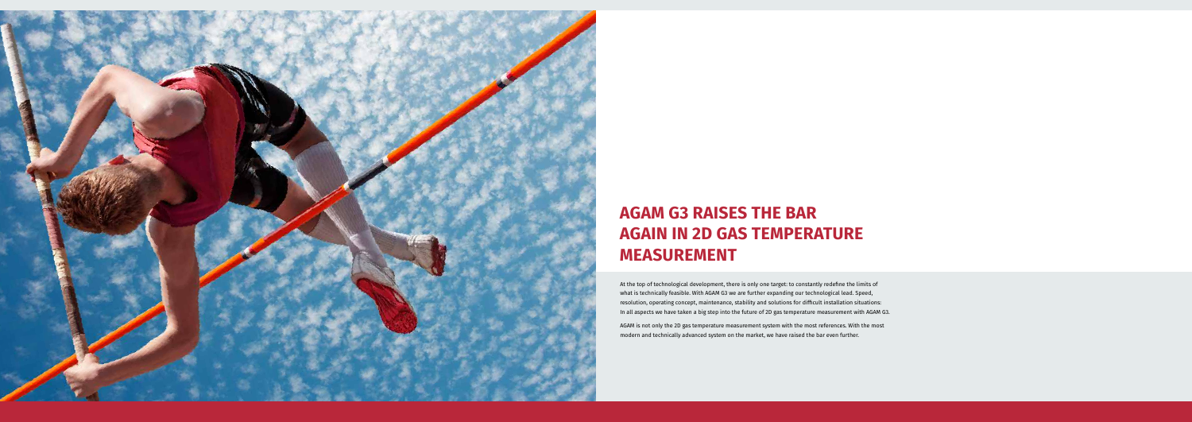# AGAM G3 RAISES THE BAR AGAIN IN 2D GAS TEMPERATURE MEASUREMENT

At the top of technological development, there is only one target: to constantly redefine the limits of what is technically feasible. With AGAM G3 we are further expanding our technological lead. Speed, resolution, operating concept, maintenance, stability and solutions for difficult installation situations: In all aspects we have taken a big step into the future of 2D gas temperature measurement with AGAM G3.

AGAM is not only the 2D gas temperature measurement system with the most references. With the most modern and technically advanced system on the market, we have raised the bar even further.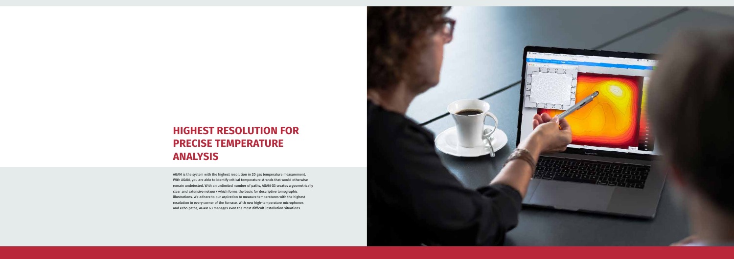# HIGHEST RESOLUTION FOR PRECISE TEMPERATURE ANALYSIS

AGAM is the system with the highest resolution in 2D gas temperature measurement. With AGAM, you are able to identify critical temperature strands that would otherwise remain undetected. With an unlimited number of paths, AGAM G3 creates a geometrically clear and extensive network which forms the basis for descriptive tomographic illustrations. We adhere to our aspiration to measure temperatures with the highest resolution in every corner of the furnace. With new high-temperature microphones and echo paths, AGAM G3 manages even the most difficult installation situations.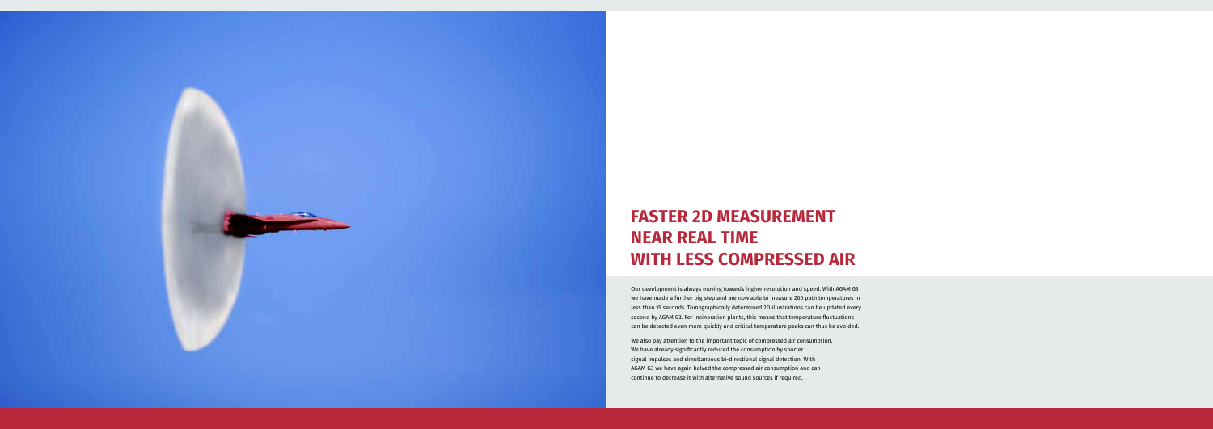# FASTER 2D MEASUREMENT NEAR REAL TIME WITH LESS COMPRESSED AIR

Our development is always moving towards higher resolution and speed. With AGAM G3 we have made a further big step and are now able to measure 200 path temperatures in less than 15 seconds. Tomographically determined 2D illustrations can be updated every second by AGAM G3. For incineration plants, this means that temperature fluctuations can be detected even more quickly and critical temperature peaks can thus be avoided.

We also pay attention to the important topic of compressed air consumption. We have already significantly reduced the consumption by shorter signal impulses and simultaneous bi-directional signal detection. With AGAM G3 we have again halved the compressed air consumption and can continue to decrease it with alternative sound sources if required.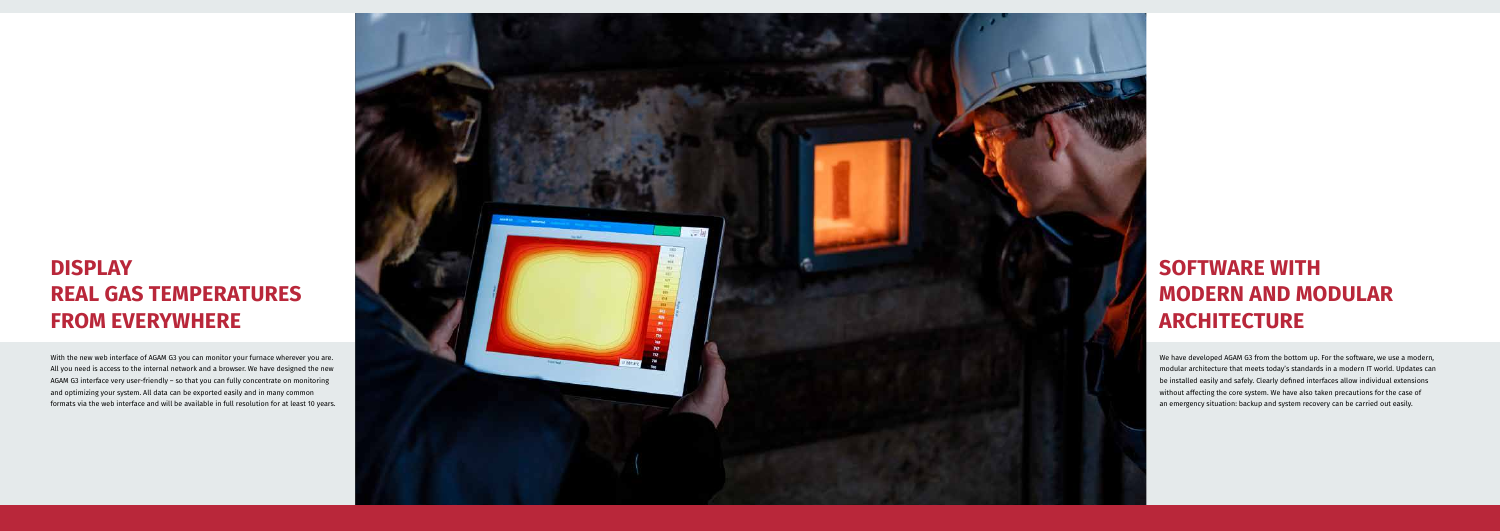## DISPLAY REAL GAS TEMPERATURES FROM EVERYWHERE

With the new web interface of AGAM G3 you can monitor your furnace wherever you are. All you need is access to the internal network and a browser. We have designed the new AGAM G3 interface very user-friendly – so that you can fully concentrate on monitoring and optimizing your system. All data can be exported easily and in many common formats via the web interface and will be available in full resolution for at least 10 years.

## SOFTWARE WITH MODERN AND MODULAR ARCHITECTURE

We have developed AGAM G3 from the bottom up. For the software, we use a modern, modular architecture that meets today's standards in a modern IT world. Updates can be installed easily and safely. Clearly defined interfaces allow individual extensions without affecting the core system. We have also taken precautions for the case of an emergency situation: backup and system recovery can be carried out easily.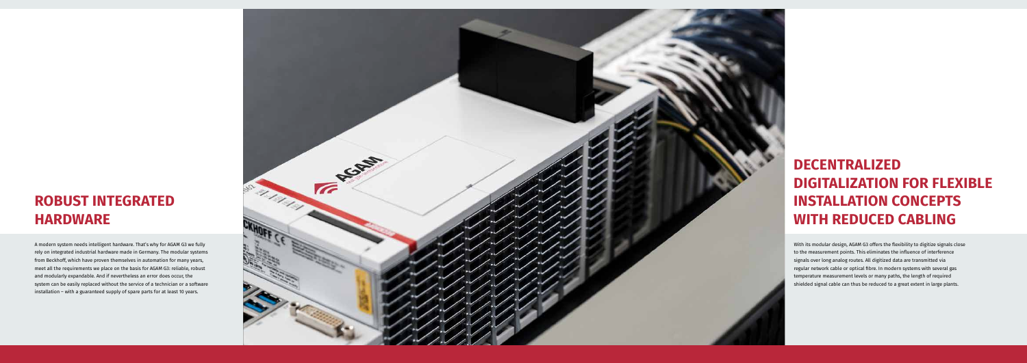## ROBUST INTEGRATED HARDWARE

A modern system needs intelligent hardware. That's why for AGAM G3 we fully rely on integrated industrial hardware made in Germany. The modular systems from Beckhoff, which have proven themselves in automation for many years, meet all the requirements we place on the basis for AGAM G3: reliable, robust and modularly expandable. And if nevertheless an error does occur, the system can be easily replaced without the service of a technician or a software installation – with a guaranteed supply of spare parts for at least 10 years.

## DECENTRALIZED DIGITALIZATION FOR FLEXIBLE INSTALLATION CONCEPTS WITH REDUCED CABLING

With its modular design, AGAM G3 offers the flexibility to digitize signals close to the measurement points. This eliminates the influence of interference signals over long analog routes. All digitized data are transmitted via regular network cable or optical fibre. In modern systems with several gas temperature measurement levels or many paths, the length of required shielded signal cable can thus be reduced to a great extent in large plants.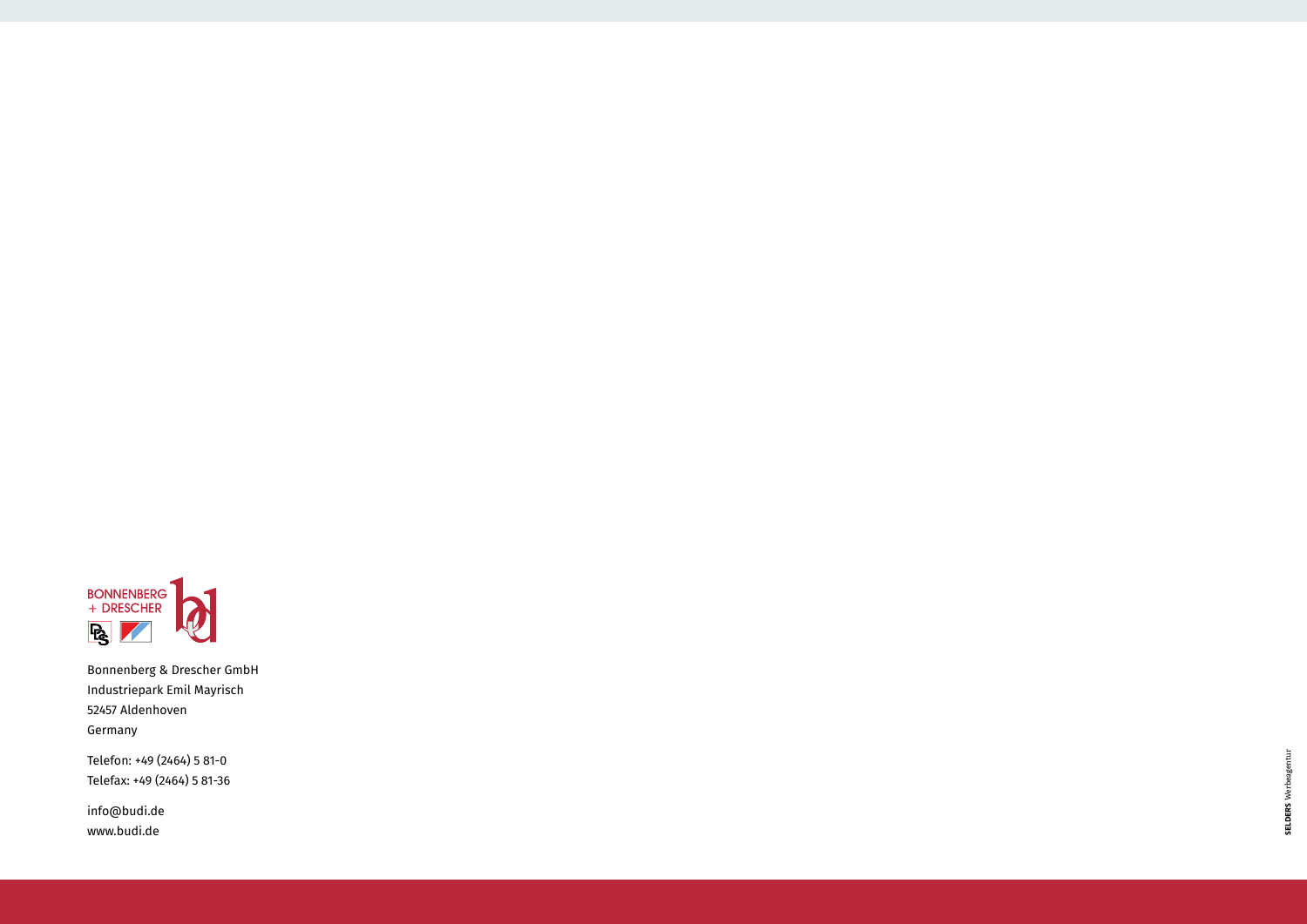BONNENBERG
+ DRESCHER

Bonnenberg & Drescher GmbH
Industriepark Emil Mayrisch
52457 Aldenhoven
Germany

Telefon: +49 (2464) 5 81-0
Telefax: +49 (2464) 5 81-36

info@budi.de
www.budi.de

**SELDERS** Werbeagentur